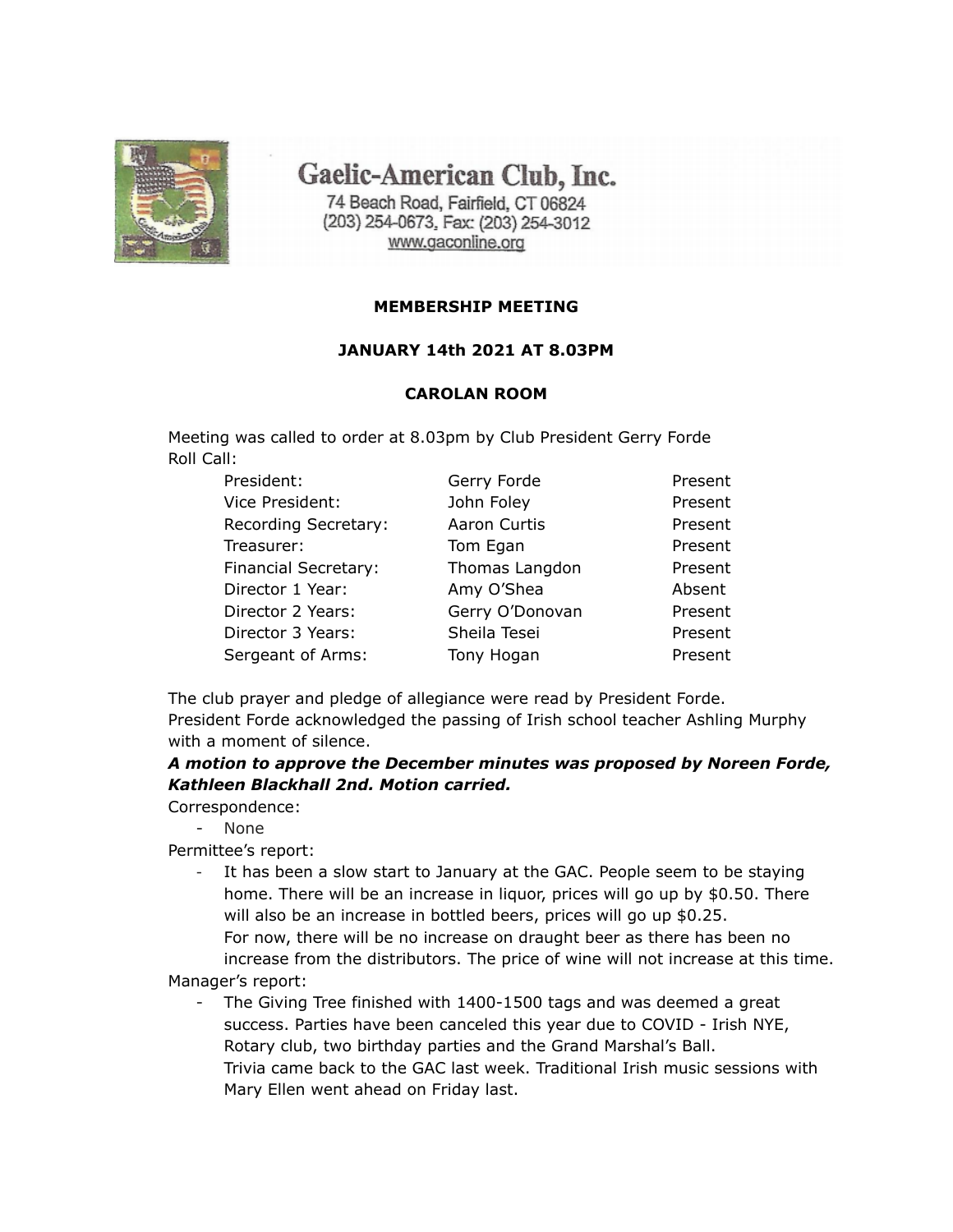# Gaelic-American Club, Inc.

74 Beach Road, Fairfield, CT 06824
(203) 254-0673, Fax: (203) 254-3012
www.gaconline.org

**MEMBERSHIP MEETING**

**JANUARY 14th 2021 AT 8.03PM**

**CAROLAN ROOM**

Meeting was called to order at 8.03pm by Club President Gerry Forde
Roll Call:

| | | |
|---|---|---|
| President: | Gerry Forde | Present |
| Vice President: | John Foley | Present |
| Recording Secretary: | Aaron Curtis | Present |
| Treasurer: | Tom Egan | Present |
| Financial Secretary: | Thomas Langdon | Present |
| Director 1 Year: | Amy O'Shea | Absent |
| Director 2 Years: | Gerry O'Donovan | Present |
| Director 3 Years: | Sheila Tesei | Present |
| Sergeant of Arms: | Tony Hogan | Present |

The club prayer and pledge of allegiance were read by President Forde.
President Forde acknowledged the passing of Irish school teacher Ashling Murphy with a moment of silence.

***A motion to approve the December minutes was proposed by Noreen Forde, Kathleen Blackhall 2nd. Motion carried.***

Correspondence:

- None

Permittee's report:

- It has been a slow start to January at the GAC. People seem to be staying home. There will be an increase in liquor, prices will go up by $0.50. There will also be an increase in bottled beers, prices will go up $0.25.
  For now, there will be no increase on draught beer as there has been no increase from the distributors. The price of wine will not increase at this time.

Manager's report:

- The Giving Tree finished with 1400-1500 tags and was deemed a great success. Parties have been canceled this year due to COVID - Irish NYE, Rotary club, two birthday parties and the Grand Marshal's Ball.
  Trivia came back to the GAC last week. Traditional Irish music sessions with Mary Ellen went ahead on Friday last.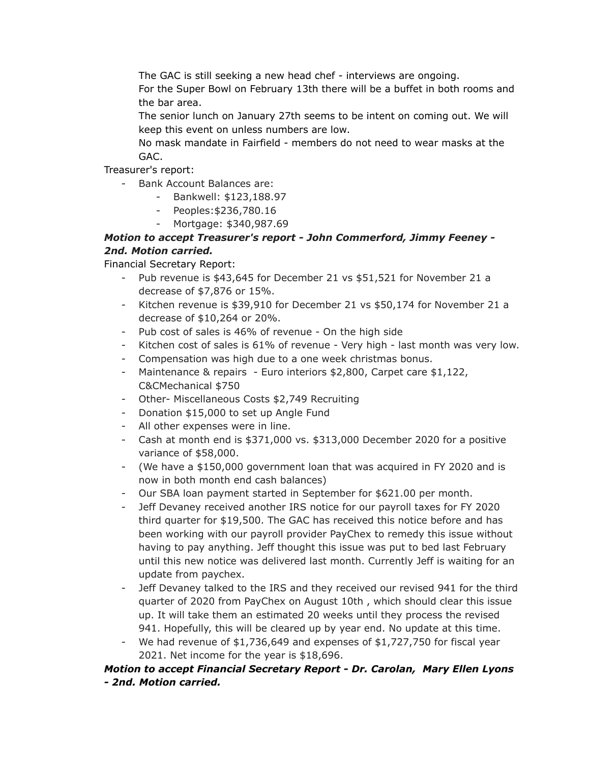The GAC is still seeking a new head chef - interviews are ongoing.
For the Super Bowl on February 13th there will be a buffet in both rooms and the bar area.
The senior lunch on January 27th seems to be intent on coming out. We will keep this event on unless numbers are low.
No mask mandate in Fairfield - members do not need to wear masks at the GAC.

Treasurer's report:

- Bank Account Balances are:
    - Bankwell: $123,188.97
    - Peoples:$236,780.16
    - Mortgage: $340,987.69

***Motion to accept Treasurer's report - John Commerford, Jimmy Feeney - 2nd. Motion carried.***

Financial Secretary Report:

- Pub revenue is $43,645 for December 21 vs $51,521 for November 21 a decrease of $7,876 or 15%.
- Kitchen revenue is $39,910 for December 21 vs $50,174 for November 21 a decrease of $10,264 or 20%.
- Pub cost of sales is 46% of revenue - On the high side
- Kitchen cost of sales is 61% of revenue - Very high - last month was very low.
- Compensation was high due to a one week christmas bonus.
- Maintenance & repairs - Euro interiors $2,800, Carpet care $1,122, C&CMechanical $750
- Other- Miscellaneous Costs $2,749 Recruiting
- Donation $15,000 to set up Angle Fund
- All other expenses were in line.
- Cash at month end is $371,000 vs. $313,000 December 2020 for a positive variance of $58,000.
- (We have a $150,000 government loan that was acquired in FY 2020 and is now in both month end cash balances)
- Our SBA loan payment started in September for $621.00 per month.
- Jeff Devaney received another IRS notice for our payroll taxes for FY 2020 third quarter for $19,500. The GAC has received this notice before and has been working with our payroll provider PayChex to remedy this issue without having to pay anything. Jeff thought this issue was put to bed last February until this new notice was delivered last month. Currently Jeff is waiting for an update from paychex.
- Jeff Devaney talked to the IRS and they received our revised 941 for the third quarter of 2020 from PayChex on August 10th , which should clear this issue up. It will take them an estimated 20 weeks until they process the revised 941. Hopefully, this will be cleared up by year end. No update at this time.
- We had revenue of $1,736,649 and expenses of $1,727,750 for fiscal year 2021. Net income for the year is $18,696.

***Motion to accept Financial Secretary Report - Dr. Carolan, Mary Ellen Lyons - 2nd. Motion carried.***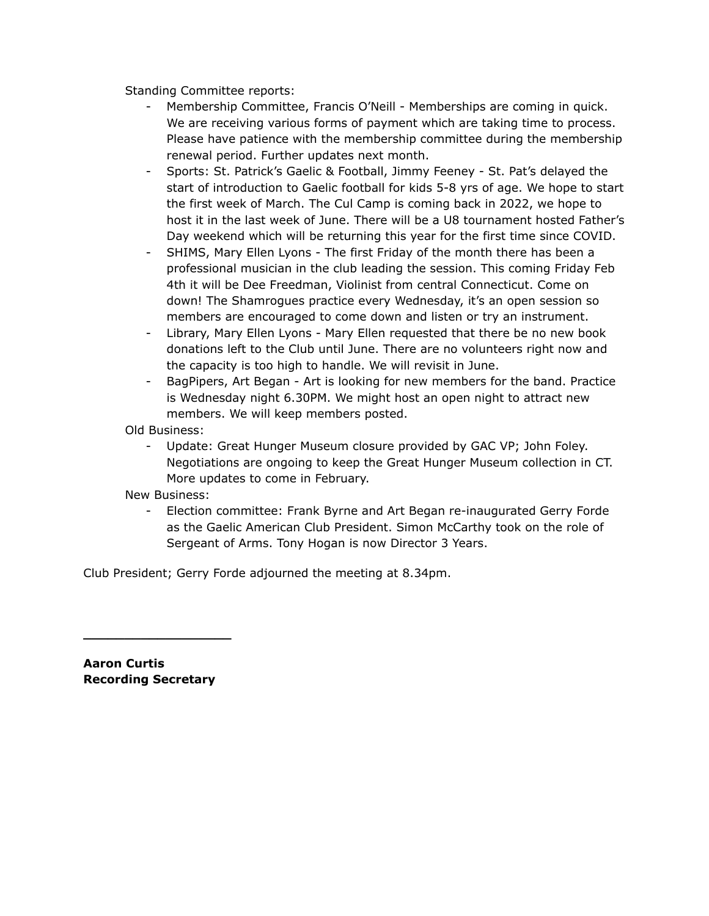Standing Committee reports:

- Membership Committee, Francis O'Neill - Memberships are coming in quick. We are receiving various forms of payment which are taking time to process. Please have patience with the membership committee during the membership renewal period. Further updates next month.
- Sports: St. Patrick's Gaelic & Football, Jimmy Feeney - St. Pat's delayed the start of introduction to Gaelic football for kids 5-8 yrs of age. We hope to start the first week of March. The Cul Camp is coming back in 2022, we hope to host it in the last week of June. There will be a U8 tournament hosted Father's Day weekend which will be returning this year for the first time since COVID.
- SHIMS, Mary Ellen Lyons - The first Friday of the month there has been a professional musician in the club leading the session. This coming Friday Feb 4th it will be Dee Freedman, Violinist from central Connecticut. Come on down! The Shamrogues practice every Wednesday, it's an open session so members are encouraged to come down and listen or try an instrument.
- Library, Mary Ellen Lyons - Mary Ellen requested that there be no new book donations left to the Club until June. There are no volunteers right now and the capacity is too high to handle. We will revisit in June.
- BagPipers, Art Began - Art is looking for new members for the band. Practice is Wednesday night 6.30PM. We might host an open night to attract new members. We will keep members posted.

Old Business:

- Update: Great Hunger Museum closure provided by GAC VP; John Foley. Negotiations are ongoing to keep the Great Hunger Museum collection in CT. More updates to come in February.

New Business:

- Election committee: Frank Byrne and Art Began re-inaugurated Gerry Forde as the Gaelic American Club President. Simon McCarthy took on the role of Sergeant of Arms. Tony Hogan is now Director 3 Years.

Club President; Gerry Forde adjourned the meeting at 8.34pm.

\_\_\_\_\_\_\_\_\_\_\_\_\_\_\_\_\_\_\_\_

**Aaron Curtis**
**Recording Secretary**